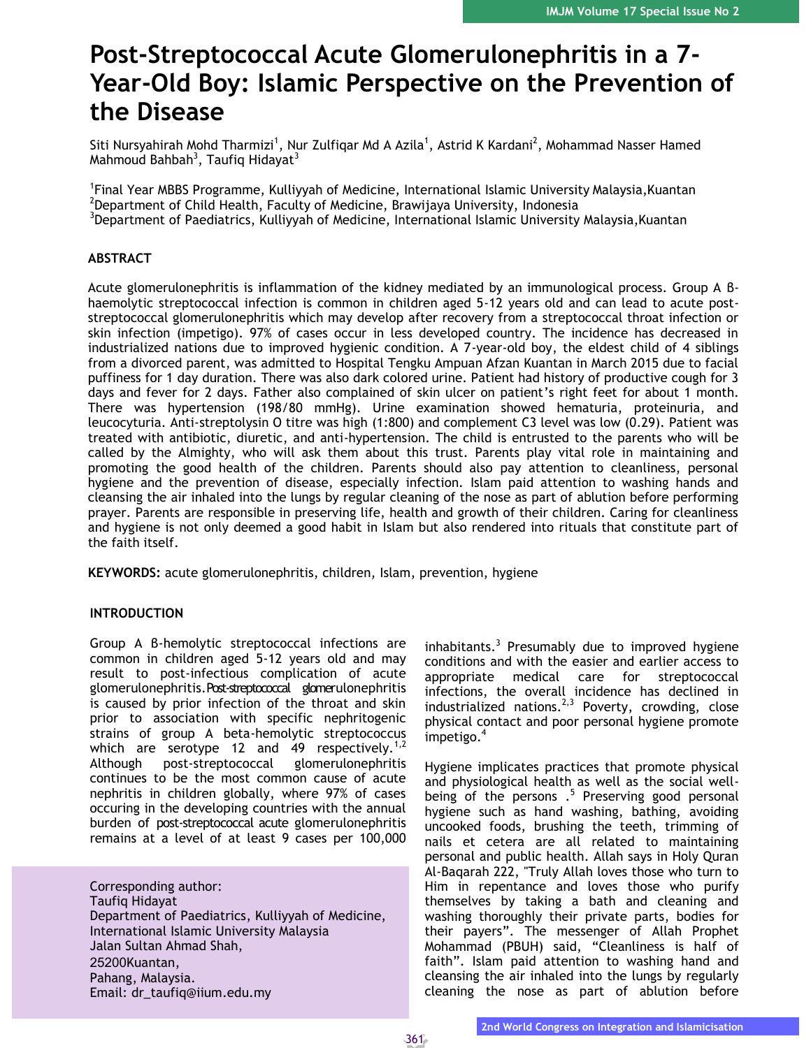# Post-Streptococcal Acute Glomerulonephritis in a 7-Year-Old Boy: Islamic Perspective on the Prevention of the Disease

Siti Nursyahirah Mohd Tharmizi[1], Nur Zulfiqar Md A Azila[1], Astrid K Kardani[2], Mohammad Nasser Hamed Mahmoud Bahbah[3], Taufiq Hidayat[3]

[1]Final Year MBBS Programme, Kulliyyah of Medicine, International Islamic University Malaysia,Kuantan
[2]Department of Child Health, Faculty of Medicine, Brawijaya University, Indonesia
[3]Department of Paediatrics, Kulliyyah of Medicine, International Islamic University Malaysia,Kuantan

## ABSTRACT

Acute glomerulonephritis is inflammation of the kidney mediated by an immunological process. Group A β-haemolytic streptococcal infection is common in children aged 5-12 years old and can lead to acute post-streptococcal glomerulonephritis which may develop after recovery from a streptococcal throat infection or skin infection (impetigo). 97% of cases occur in less developed country. The incidence has decreased in industrialized nations due to improved hygienic condition. A 7-year-old boy, the eldest child of 4 siblings from a divorced parent, was admitted to Hospital Tengku Ampuan Afzan Kuantan in March 2015 due to facial puffiness for 1 day duration. There was also dark colored urine. Patient had history of productive cough for 3 days and fever for 2 days. Father also complained of skin ulcer on patient's right feet for about 1 month. There was hypertension (198/80 mmHg). Urine examination showed hematuria, proteinuria, and leucocyturia. Anti-streptolysin O titre was high (1:800) and complement C3 level was low (0.29). Patient was treated with antibiotic, diuretic, and anti-hypertension. The child is entrusted to the parents who will be called by the Almighty, who will ask them about this trust. Parents play vital role in maintaining and promoting the good health of the children. Parents should also pay attention to cleanliness, personal hygiene and the prevention of disease, especially infection. Islam paid attention to washing hands and cleansing the air inhaled into the lungs by regular cleaning of the nose as part of ablution before performing prayer. Parents are responsible in preserving life, health and growth of their children. Caring for cleanliness and hygiene is not only deemed a good habit in Islam but also rendered into rituals that constitute part of the faith itself.

**KEYWORDS:** acute glomerulonephritis, children, Islam, prevention, hygiene

## INTRODUCTION

Group A β-hemolytic streptococcal infections are common in children aged 5-12 years old and may result to post-infectious complication of acute glomerulonephritis. Post-streptococcal glomerulonephritis is caused by prior infection of the throat and skin prior to association with specific nephritogenic strains of group A beta-hemolytic streptococcus which are serotype 12 and 49 respectively.[1,2] Although post-streptococcal glomerulonephritis continues to be the most common cause of acute nephritis in children globally, where 97% of cases occuring in the developing countries with the annual burden of post-streptococcal acute glomerulonephritis remains at a level of at least 9 cases per 100,000 inhabitants.[3] Presumably due to improved hygiene conditions and with the easier and earlier access to appropriate medical care for streptococcal infections, the overall incidence has declined in industrialized nations.[2,3] Poverty, crowding, close physical contact and poor personal hygiene promote impetigo.[4]

Hygiene implicates practices that promote physical and physiological health as well as the social well-being of the persons .[5] Preserving good personal hygiene such as hand washing, bathing, avoiding uncooked foods, brushing the teeth, trimming of nails et cetera are all related to maintaining personal and public health. Allah says in Holy Quran Al-Baqarah 222, "Truly Allah loves those who turn to Him in repentance and loves those who purify themselves by taking a bath and cleaning and washing thoroughly their private parts, bodies for their payers". The messenger of Allah Prophet Mohammad (PBUH) said, "Cleanliness is half of faith". Islam paid attention to washing hand and cleansing the air inhaled into the lungs by regularly cleaning the nose as part of ablution before

Corresponding author:
Taufiq Hidayat
Department of Paediatrics, Kulliyyah of Medicine,
International Islamic University Malaysia
Jalan Sultan Ahmad Shah,
25200Kuantan,
Pahang, Malaysia.
Email: dr_taufiq@iium.edu.my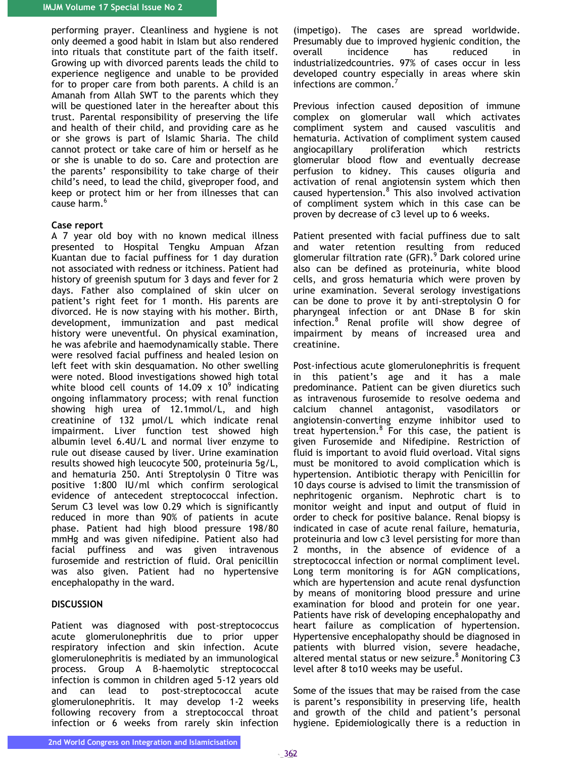performing prayer. Cleanliness and hygiene is not only deemed a good habit in Islam but also rendered into rituals that constitute part of the faith itself. Growing up with divorced parents leads the child to experience negligence and unable to be provided for to proper care from both parents. A child is an Amanah from Allah SWT to the parents which they will be questioned later in the hereafter about this trust. Parental responsibility of preserving the life and health of their child, and providing care as he or she grows is part of Islamic Sharia. The child cannot protect or take care of him or herself as he or she is unable to do so. Care and protection are the parents' responsibility to take charge of their child's need, to lead the child, giveproper food, and keep or protect him or her from illnesses that can cause harm.[6]

**Case report**

A 7 year old boy with no known medical illness presented to Hospital Tengku Ampuan Afzan Kuantan due to facial puffiness for 1 day duration not associated with redness or itchiness. Patient had history of greenish sputum for 3 days and fever for 2 days. Father also complained of skin ulcer on patient's right feet for 1 month. His parents are divorced. He is now staying with his mother. Birth, development, immunization and past medical history were uneventful. On physical examination, he was afebrile and haemodynamically stable. There were resolved facial puffiness and healed lesion on left feet with skin desquamation. No other swelling were noted. Blood investigations showed high total white blood cell counts of 14.09 x $10^9$ indicating ongoing inflammatory process; with renal function showing high urea of 12.1mmol/L, and high creatinine of 132 µmol/L which indicate renal impairment. Liver function test showed high albumin level 6.4U/L and normal liver enzyme to rule out disease caused by liver. Urine examination results showed high leucocyte 500, proteinuria 5g/L, and hematuria 250. Anti Streptolysin O Titre was positive 1:800 IU/ml which confirm serological evidence of antecedent streptococcal infection. Serum C3 level was low 0.29 which is significantly reduced in more than 90% of patients in acute phase. Patient had high blood pressure 198/80 mmHg and was given nifedipine. Patient also had facial puffiness and was given intravenous furosemide and restriction of fluid. Oral penicillin was also given. Patient had no hypertensive encephalopathy in the ward.

**DISCUSSION**

Patient was diagnosed with post-streptococcus acute glomerulonephritis due to prior upper respiratory infection and skin infection. Acute glomerulonephritis is mediated by an immunological process. Group A β-haemolytic streptococcal infection is common in children aged 5-12 years old and can lead to post-streptococcal acute glomerulonephritis. It may develop 1-2 weeks following recovery from a streptococcal throat infection or 6 weeks from rarely skin infection (impetigo). The cases are spread worldwide. Presumably due to improved hygienic condition, the overall incidence has reduced in industrializedcountries. 97% of cases occur in less developed country especially in areas where skin infections are common.[7]

Previous infection caused deposition of immune complex on glomerular wall which activates compliment system and caused vasculitis and hematuria. Activation of compliment system caused angiocapillary proliferation which restricts glomerular blood flow and eventually decrease perfusion to kidney. This causes oliguria and activation of renal angiotensin system which then caused hypertension.[8] This also involved activation of compliment system which in this case can be proven by decrease of c3 level up to 6 weeks.

Patient presented with facial puffiness due to salt and water retention resulting from reduced glomerular filtration rate (GFR).[9] Dark colored urine also can be defined as proteinuria, white blood cells, and gross hematuria which were proven by urine examination. Several serology investigations can be done to prove it by anti-streptolysin O for pharyngeal infection or ant DNase B for skin infection.[8] Renal profile will show degree of impairment by means of increased urea and creatinine.

Post-infectious acute glomerulonephritis is frequent in this patient's age and it has a male predominance. Patient can be given diuretics such as intravenous furosemide to resolve oedema and calcium channel antagonist, vasodilators or angiotensin-converting enzyme inhibitor used to treat hypertension.[8] For this case, the patient is given Furosemide and Nifedipine. Restriction of fluid is important to avoid fluid overload. Vital signs must be monitored to avoid complication which is hypertension. Antibiotic therapy with Penicillin for 10 days course is advised to limit the transmission of nephritogenic organism. Nephrotic chart is to monitor weight and input and output of fluid in order to check for positive balance. Renal biopsy is indicated in case of acute renal failure, hematuria, proteinuria and low c3 level persisting for more than 2 months, in the absence of evidence of a streptococcal infection or normal compliment level. Long term monitoring is for AGN complications, which are hypertension and acute renal dysfunction by means of monitoring blood pressure and urine examination for blood and protein for one year. Patients have risk of developing encephalopathy and heart failure as complication of hypertension. Hypertensive encephalopathy should be diagnosed in patients with blurred vision, severe headache, altered mental status or new seizure.[8] Monitoring C3 level after 8 to10 weeks may be useful.

Some of the issues that may be raised from the case is parent's responsibility in preserving life, health and growth of the child and patient's personal hygiene. Epidemiologically there is a reduction in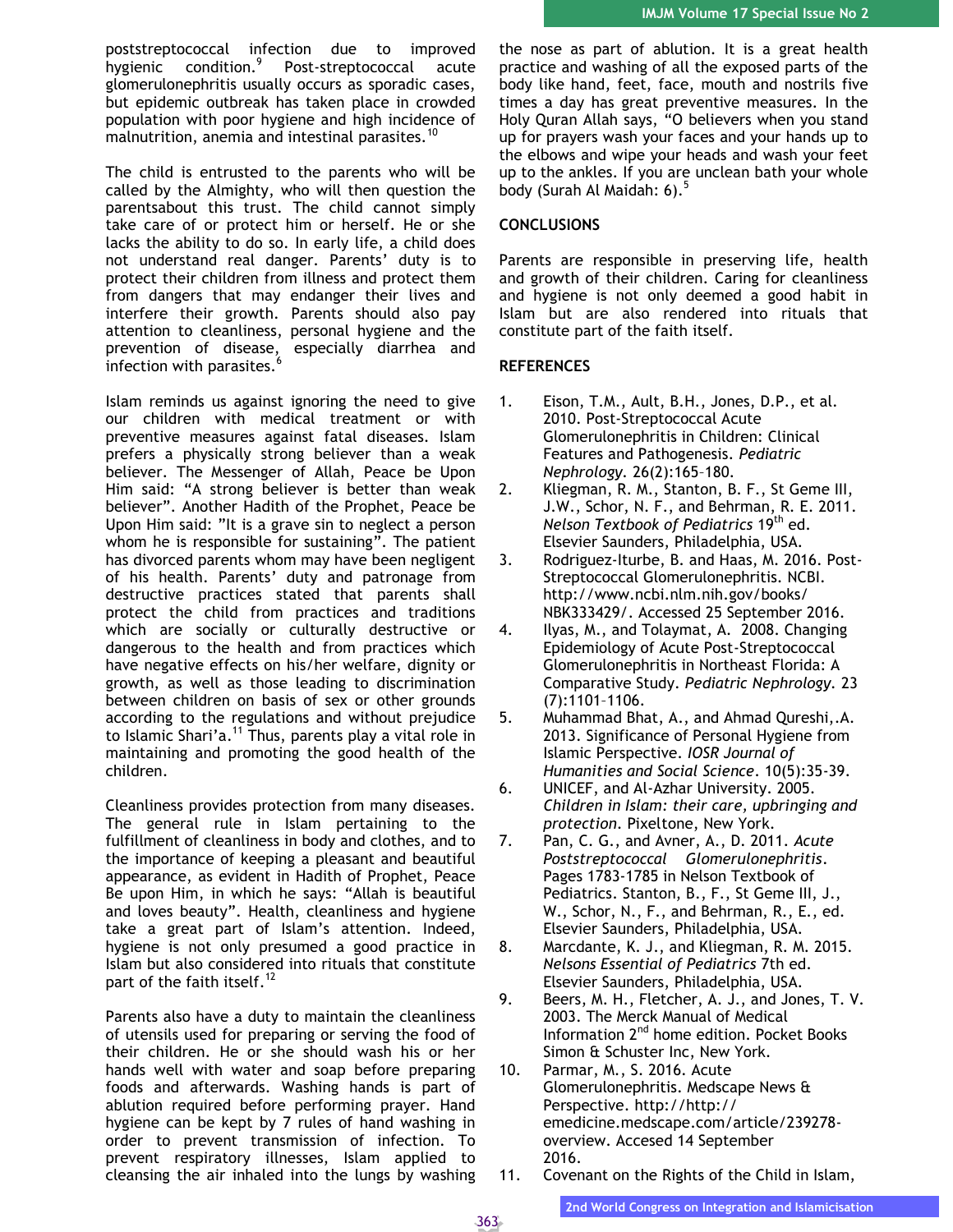poststreptococcal infection due to improved hygienic condition.[9] Post-streptococcal acute glomerulonephritis usually occurs as sporadic cases, but epidemic outbreak has taken place in crowded population with poor hygiene and high incidence of malnutrition, anemia and intestinal parasites.[10]

The child is entrusted to the parents who will be called by the Almighty, who will then question the parentsabout this trust. The child cannot simply take care of or protect him or herself. He or she lacks the ability to do so. In early life, a child does not understand real danger. Parents' duty is to protect their children from illness and protect them from dangers that may endanger their lives and interfere their growth. Parents should also pay attention to cleanliness, personal hygiene and the prevention of disease, especially diarrhea and infection with parasites.[6]

Islam reminds us against ignoring the need to give our children with medical treatment or with preventive measures against fatal diseases. Islam prefers a physically strong believer than a weak believer. The Messenger of Allah, Peace be Upon Him said: "A strong believer is better than weak believer". Another Hadith of the Prophet, Peace be Upon Him said: "It is a grave sin to neglect a person whom he is responsible for sustaining". The patient has divorced parents whom may have been negligent of his health. Parents' duty and patronage from destructive practices stated that parents shall protect the child from practices and traditions which are socially or culturally destructive or dangerous to the health and from practices which have negative effects on his/her welfare, dignity or growth, as well as those leading to discrimination between children on basis of sex or other grounds according to the regulations and without prejudice to Islamic Shari'a.[11] Thus, parents play a vital role in maintaining and promoting the good health of the children.

Cleanliness provides protection from many diseases. The general rule in Islam pertaining to the fulfillment of cleanliness in body and clothes, and to the importance of keeping a pleasant and beautiful appearance, as evident in Hadith of Prophet, Peace Be upon Him, in which he says: "Allah is beautiful and loves beauty". Health, cleanliness and hygiene take a great part of Islam's attention. Indeed, hygiene is not only presumed a good practice in Islam but also considered into rituals that constitute part of the faith itself.[12]

Parents also have a duty to maintain the cleanliness of utensils used for preparing or serving the food of their children. He or she should wash his or her hands well with water and soap before preparing foods and afterwards. Washing hands is part of ablution required before performing prayer. Hand hygiene can be kept by 7 rules of hand washing in order to prevent transmission of infection. To prevent respiratory illnesses, Islam applied to cleansing the air inhaled into the lungs by washing the nose as part of ablution. It is a great health practice and washing of all the exposed parts of the body like hand, feet, face, mouth and nostrils five times a day has great preventive measures. In the Holy Quran Allah says, "O believers when you stand up for prayers wash your faces and your hands up to the elbows and wipe your heads and wash your feet up to the ankles. If you are unclean bath your whole body (Surah Al Maidah: 6).[5]

## CONCLUSIONS

Parents are responsible in preserving life, health and growth of their children. Caring for cleanliness and hygiene is not only deemed a good habit in Islam but are also rendered into rituals that constitute part of the faith itself.

## REFERENCES

1. Eison, T.M., Ault, B.H., Jones, D.P., et al. 2010. Post-Streptococcal Acute Glomerulonephritis in Children: Clinical Features and Pathogenesis. *Pediatric Nephrology*. 26(2):165–180.
2. Kliegman, R. M., Stanton, B. F., St Geme III, J.W., Schor, N. F., and Behrman, R. E. 2011. *Nelson Textbook of Pediatrics* 19th ed. Elsevier Saunders, Philadelphia, USA.
3. Rodriguez-Iturbe, B. and Haas, M. 2016. Post-Streptococcal Glomerulonephritis. NCBI. http://www.ncbi.nlm.nih.gov/books/NBK333429/. Accessed 25 September 2016.
4. Ilyas, M., and Tolaymat, A. 2008. Changing Epidemiology of Acute Post-Streptococcal Glomerulonephritis in Northeast Florida: A Comparative Study. *Pediatric Nephrology*. 23 (7):1101–1106.
5. Muhammad Bhat, A., and Ahmad Qureshi,.A. 2013. Significance of Personal Hygiene from Islamic Perspective. *IOSR Journal of Humanities and Social Science*. 10(5):35-39.
6. UNICEF, and Al-Azhar University. 2005. *Children in Islam: their care, upbringing and protection*. Pixeltone, New York.
7. Pan, C. G., and Avner, A., D. 2011. *Acute Poststreptococcal Glomerulonephritis*. Pages 1783-1785 in Nelson Textbook of Pediatrics. Stanton, B., F., St Geme III, J., W., Schor, N., F., and Behrman, R., E., ed. Elsevier Saunders, Philadelphia, USA.
8. Marcdante, K. J., and Kliegman, R. M. 2015. *Nelsons Essential of Pediatrics* 7th ed. Elsevier Saunders, Philadelphia, USA.
9. Beers, M. H., Fletcher, A. J., and Jones, T. V. 2003. The Merck Manual of Medical Information 2nd home edition. Pocket Books Simon & Schuster Inc, New York.
10. Parmar, M., S. 2016. Acute Glomerulonephritis. Medscape News & Perspective. http://http://emedicine.medscape.com/article/239278-overview. Accesed 14 September 2016.
11. Covenant on the Rights of the Child in Islam,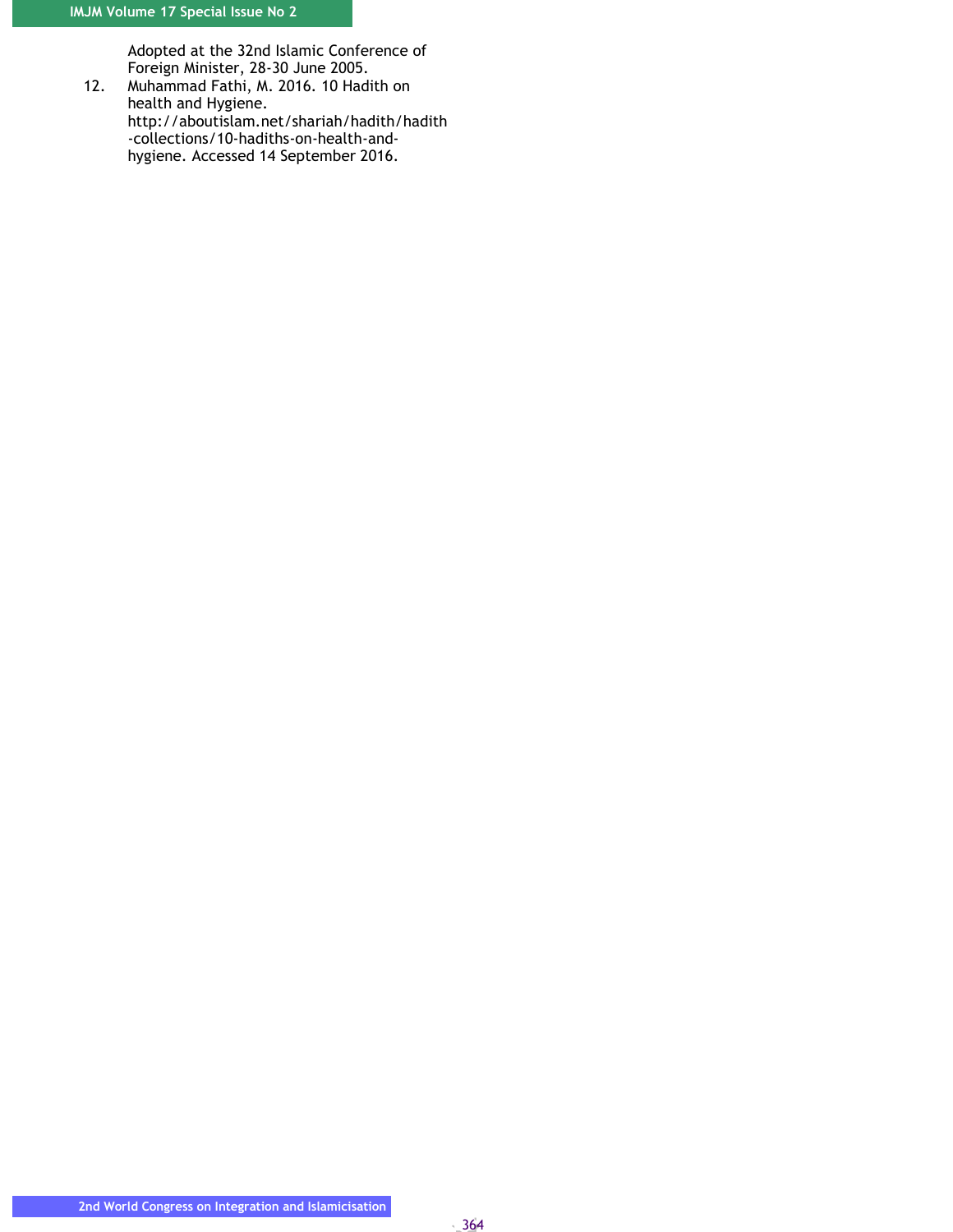Adopted at the 32nd Islamic Conference of Foreign Minister, 28-30 June 2005.

12. Muhammad Fathi, M. 2016. 10 Hadith on health and Hygiene. http://aboutislam.net/shariah/hadith/hadith-collections/10-hadiths-on-health-and-hygiene. Accessed 14 September 2016.